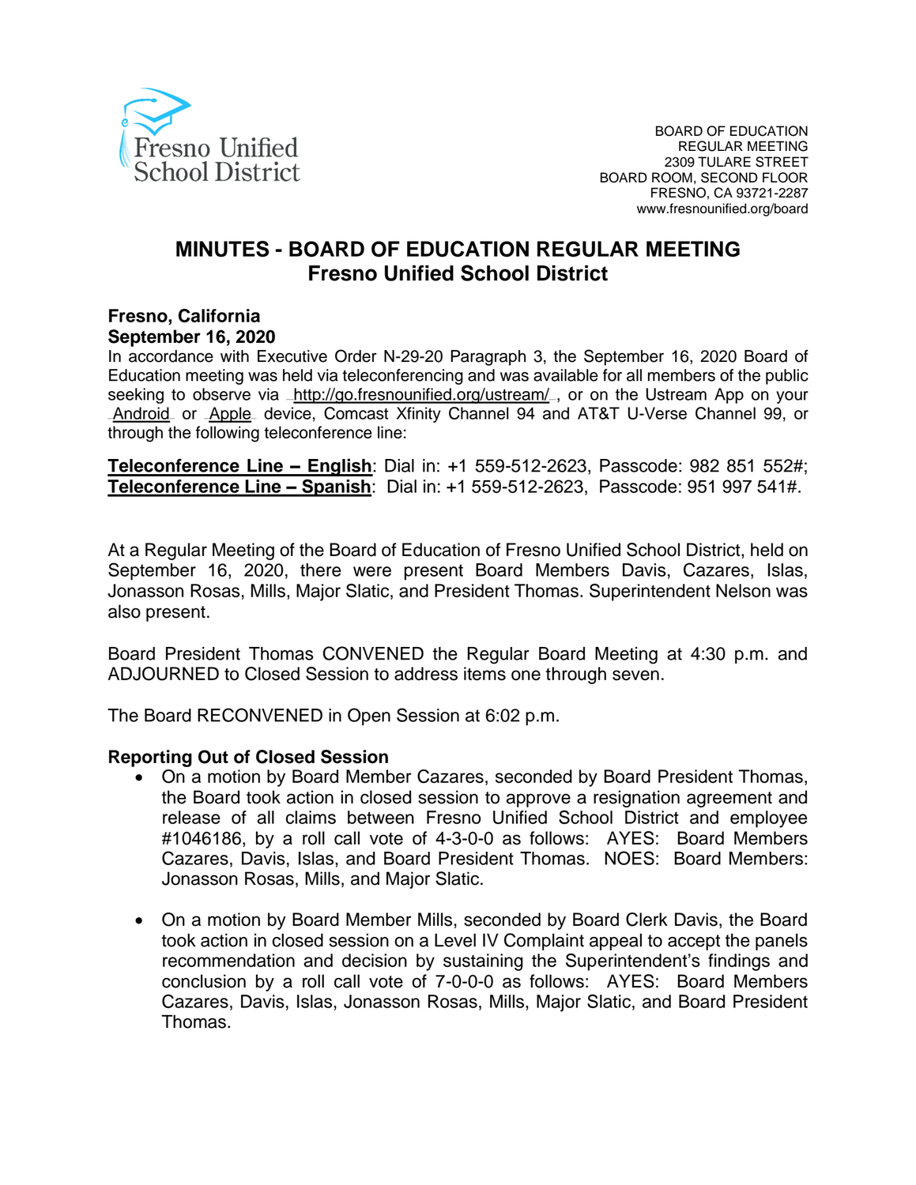Fresno Unified School District

BOARD OF EDUCATION
REGULAR MEETING
2309 TULARE STREET
BOARD ROOM, SECOND FLOOR
FRESNO, CA 93721-2287
www.fresnounified.org/board

# MINUTES - BOARD OF EDUCATION REGULAR MEETING
## Fresno Unified School District

**Fresno, California**
**September 16, 2020**

In accordance with Executive Order N-29-20 Paragraph 3, the September 16, 2020 Board of Education meeting was held via teleconferencing and was available for all members of the public seeking to observe via http://go.fresnounified.org/ustream/, or on the Ustream App on your Android or Apple device, Comcast Xfinity Channel 94 and AT&T U-Verse Channel 99, or through the following teleconference line:

**Teleconference Line – English**: Dial in: +1 559-512-2623, Passcode: 982 851 552#;
**Teleconference Line – Spanish**: Dial in: +1 559-512-2623, Passcode: 951 997 541#.

At a Regular Meeting of the Board of Education of Fresno Unified School District, held on September 16, 2020, there were present Board Members Davis, Cazares, Islas, Jonasson Rosas, Mills, Major Slatic, and President Thomas. Superintendent Nelson was also present.

Board President Thomas CONVENED the Regular Board Meeting at 4:30 p.m. and ADJOURNED to Closed Session to address items one through seven.

The Board RECONVENED in Open Session at 6:02 p.m.

**Reporting Out of Closed Session**

- On a motion by Board Member Cazares, seconded by Board President Thomas, the Board took action in closed session to approve a resignation agreement and release of all claims between Fresno Unified School District and employee #1046186, by a roll call vote of 4-3-0-0 as follows: AYES: Board Members Cazares, Davis, Islas, and Board President Thomas. NOES: Board Members: Jonasson Rosas, Mills, and Major Slatic.

- On a motion by Board Member Mills, seconded by Board Clerk Davis, the Board took action in closed session on a Level IV Complaint appeal to accept the panels recommendation and decision by sustaining the Superintendent's findings and conclusion by a roll call vote of 7-0-0-0 as follows: AYES: Board Members Cazares, Davis, Islas, Jonasson Rosas, Mills, Major Slatic, and Board President Thomas.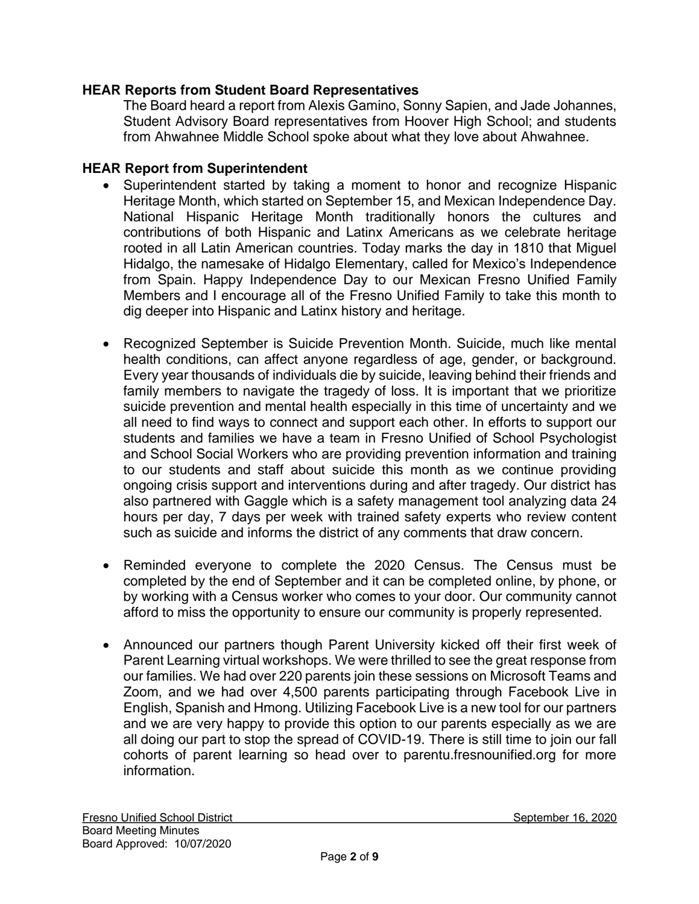**HEAR Reports from Student Board Representatives**

The Board heard a report from Alexis Gamino, Sonny Sapien, and Jade Johannes, Student Advisory Board representatives from Hoover High School; and students from Ahwahnee Middle School spoke about what they love about Ahwahnee.

**HEAR Report from Superintendent**

- Superintendent started by taking a moment to honor and recognize Hispanic Heritage Month, which started on September 15, and Mexican Independence Day. National Hispanic Heritage Month traditionally honors the cultures and contributions of both Hispanic and Latinx Americans as we celebrate heritage rooted in all Latin American countries. Today marks the day in 1810 that Miguel Hidalgo, the namesake of Hidalgo Elementary, called for Mexico's Independence from Spain. Happy Independence Day to our Mexican Fresno Unified Family Members and I encourage all of the Fresno Unified Family to take this month to dig deeper into Hispanic and Latinx history and heritage.

- Recognized September is Suicide Prevention Month. Suicide, much like mental health conditions, can affect anyone regardless of age, gender, or background. Every year thousands of individuals die by suicide, leaving behind their friends and family members to navigate the tragedy of loss. It is important that we prioritize suicide prevention and mental health especially in this time of uncertainty and we all need to find ways to connect and support each other. In efforts to support our students and families we have a team in Fresno Unified of School Psychologist and School Social Workers who are providing prevention information and training to our students and staff about suicide this month as we continue providing ongoing crisis support and interventions during and after tragedy. Our district has also partnered with Gaggle which is a safety management tool analyzing data 24 hours per day, 7 days per week with trained safety experts who review content such as suicide and informs the district of any comments that draw concern.

- Reminded everyone to complete the 2020 Census. The Census must be completed by the end of September and it can be completed online, by phone, or by working with a Census worker who comes to your door. Our community cannot afford to miss the opportunity to ensure our community is properly represented.

- Announced our partners though Parent University kicked off their first week of Parent Learning virtual workshops. We were thrilled to see the great response from our families. We had over 220 parents join these sessions on Microsoft Teams and Zoom, and we had over 4,500 parents participating through Facebook Live in English, Spanish and Hmong. Utilizing Facebook Live is a new tool for our partners and we are very happy to provide this option to our parents especially as we are all doing our part to stop the spread of COVID-19. There is still time to join our fall cohorts of parent learning so head over to parentu.fresnounified.org for more information.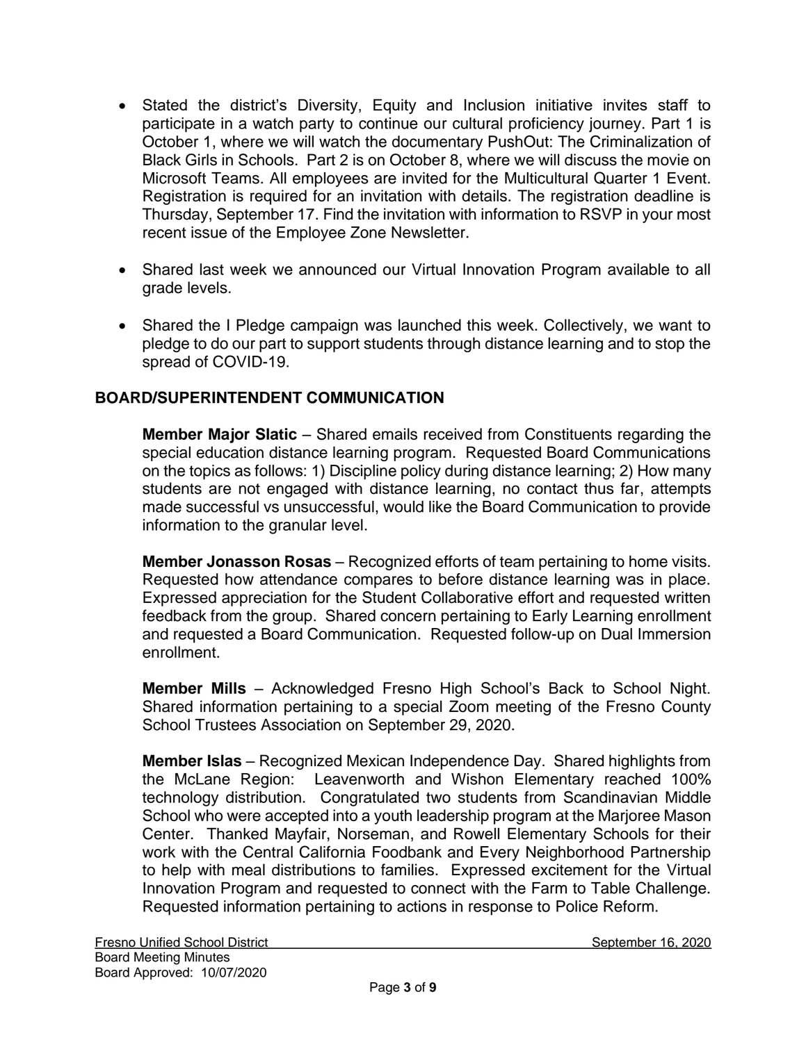- Stated the district's Diversity, Equity and Inclusion initiative invites staff to participate in a watch party to continue our cultural proficiency journey. Part 1 is October 1, where we will watch the documentary PushOut: The Criminalization of Black Girls in Schools. Part 2 is on October 8, where we will discuss the movie on Microsoft Teams. All employees are invited for the Multicultural Quarter 1 Event. Registration is required for an invitation with details. The registration deadline is Thursday, September 17. Find the invitation with information to RSVP in your most recent issue of the Employee Zone Newsletter.

- Shared last week we announced our Virtual Innovation Program available to all grade levels.

- Shared the I Pledge campaign was launched this week. Collectively, we want to pledge to do our part to support students through distance learning and to stop the spread of COVID-19.

## BOARD/SUPERINTENDENT COMMUNICATION

**Member Major Slatic** – Shared emails received from Constituents regarding the special education distance learning program. Requested Board Communications on the topics as follows: 1) Discipline policy during distance learning; 2) How many students are not engaged with distance learning, no contact thus far, attempts made successful vs unsuccessful, would like the Board Communication to provide information to the granular level.

**Member Jonasson Rosas** – Recognized efforts of team pertaining to home visits. Requested how attendance compares to before distance learning was in place. Expressed appreciation for the Student Collaborative effort and requested written feedback from the group. Shared concern pertaining to Early Learning enrollment and requested a Board Communication. Requested follow-up on Dual Immersion enrollment.

**Member Mills** – Acknowledged Fresno High School's Back to School Night. Shared information pertaining to a special Zoom meeting of the Fresno County School Trustees Association on September 29, 2020.

**Member Islas** – Recognized Mexican Independence Day. Shared highlights from the McLane Region: Leavenworth and Wishon Elementary reached 100% technology distribution. Congratulated two students from Scandinavian Middle School who were accepted into a youth leadership program at the Marjoree Mason Center. Thanked Mayfair, Norseman, and Rowell Elementary Schools for their work with the Central California Foodbank and Every Neighborhood Partnership to help with meal distributions to families. Expressed excitement for the Virtual Innovation Program and requested to connect with the Farm to Table Challenge. Requested information pertaining to actions in response to Police Reform.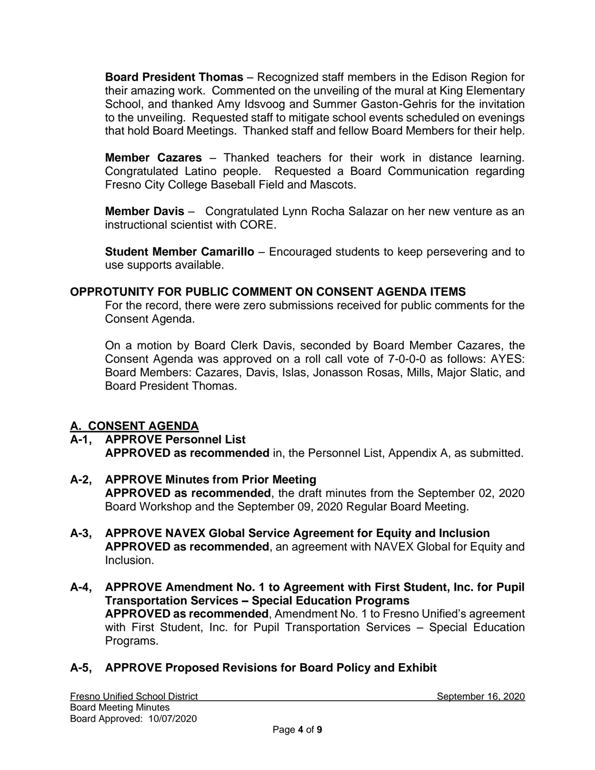**Board President Thomas** – Recognized staff members in the Edison Region for their amazing work. Commented on the unveiling of the mural at King Elementary School, and thanked Amy Idsvoog and Summer Gaston-Gehris for the invitation to the unveiling. Requested staff to mitigate school events scheduled on evenings that hold Board Meetings. Thanked staff and fellow Board Members for their help.

**Member Cazares** – Thanked teachers for their work in distance learning. Congratulated Latino people. Requested a Board Communication regarding Fresno City College Baseball Field and Mascots.

**Member Davis** – Congratulated Lynn Rocha Salazar on her new venture as an instructional scientist with CORE.

**Student Member Camarillo** – Encouraged students to keep persevering and to use supports available.

**OPPROTUNITY FOR PUBLIC COMMENT ON CONSENT AGENDA ITEMS**

For the record, there were zero submissions received for public comments for the Consent Agenda.

On a motion by Board Clerk Davis, seconded by Board Member Cazares, the Consent Agenda was approved on a roll call vote of 7-0-0-0 as follows: AYES: Board Members: Cazares, Davis, Islas, Jonasson Rosas, Mills, Major Slatic, and Board President Thomas.

## A. CONSENT AGENDA

**A-1, APPROVE Personnel List**
**APPROVED as recommended** in, the Personnel List, Appendix A, as submitted.

**A-2, APPROVE Minutes from Prior Meeting**
**APPROVED as recommended**, the draft minutes from the September 02, 2020 Board Workshop and the September 09, 2020 Regular Board Meeting.

**A-3, APPROVE NAVEX Global Service Agreement for Equity and Inclusion**
**APPROVED as recommended**, an agreement with NAVEX Global for Equity and Inclusion.

**A-4, APPROVE Amendment No. 1 to Agreement with First Student, Inc. for Pupil Transportation Services – Special Education Programs**
**APPROVED as recommended**, Amendment No. 1 to Fresno Unified's agreement with First Student, Inc. for Pupil Transportation Services – Special Education Programs.

**A-5, APPROVE Proposed Revisions for Board Policy and Exhibit**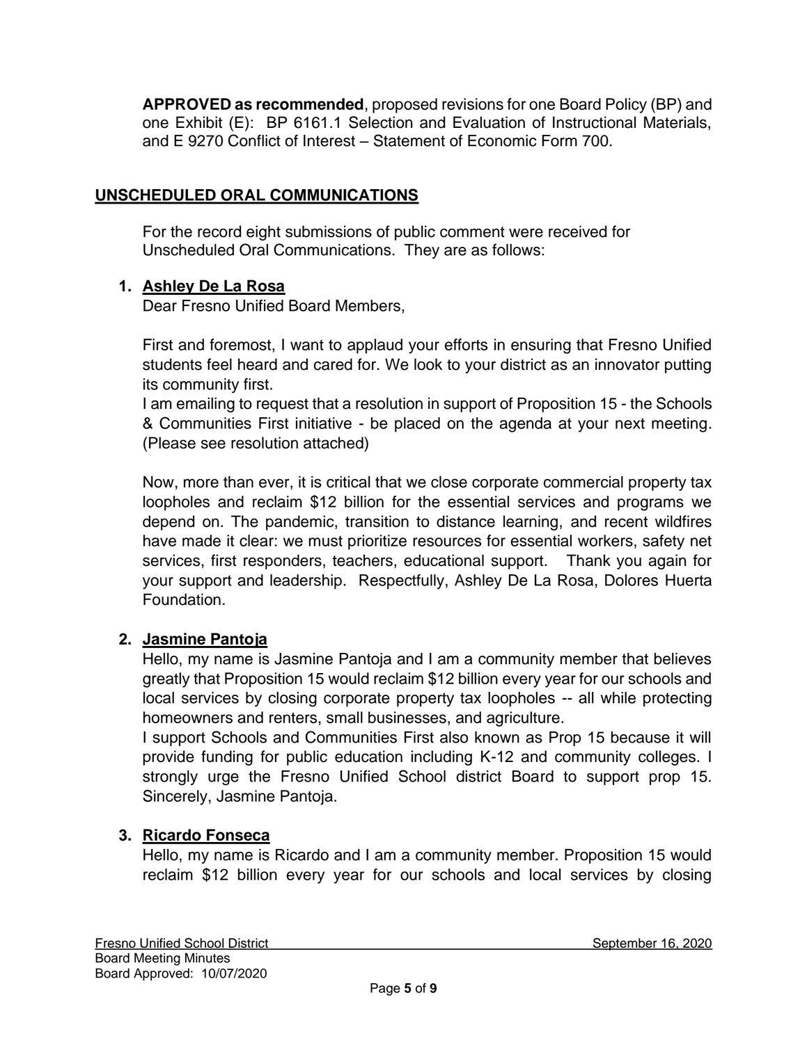**APPROVED as recommended**, proposed revisions for one Board Policy (BP) and one Exhibit (E): BP 6161.1 Selection and Evaluation of Instructional Materials, and E 9270 Conflict of Interest – Statement of Economic Form 700.

## UNSCHEDULED ORAL COMMUNICATIONS

For the record eight submissions of public comment were received for Unscheduled Oral Communications. They are as follows:

1. **Ashley De La Rosa**
   Dear Fresno Unified Board Members,

   First and foremost, I want to applaud your efforts in ensuring that Fresno Unified students feel heard and cared for. We look to your district as an innovator putting its community first.
   I am emailing to request that a resolution in support of Proposition 15 - the Schools & Communities First initiative - be placed on the agenda at your next meeting. (Please see resolution attached)

   Now, more than ever, it is critical that we close corporate commercial property tax loopholes and reclaim $12 billion for the essential services and programs we depend on. The pandemic, transition to distance learning, and recent wildfires have made it clear: we must prioritize resources for essential workers, safety net services, first responders, teachers, educational support. Thank you again for your support and leadership. Respectfully, Ashley De La Rosa, Dolores Huerta Foundation.

2. **Jasmine Pantoja**
   Hello, my name is Jasmine Pantoja and I am a community member that believes greatly that Proposition 15 would reclaim $12 billion every year for our schools and local services by closing corporate property tax loopholes -- all while protecting homeowners and renters, small businesses, and agriculture.
   I support Schools and Communities First also known as Prop 15 because it will provide funding for public education including K-12 and community colleges. I strongly urge the Fresno Unified School district Board to support prop 15. Sincerely, Jasmine Pantoja.

3. **Ricardo Fonseca**
   Hello, my name is Ricardo and I am a community member. Proposition 15 would reclaim $12 billion every year for our schools and local services by closing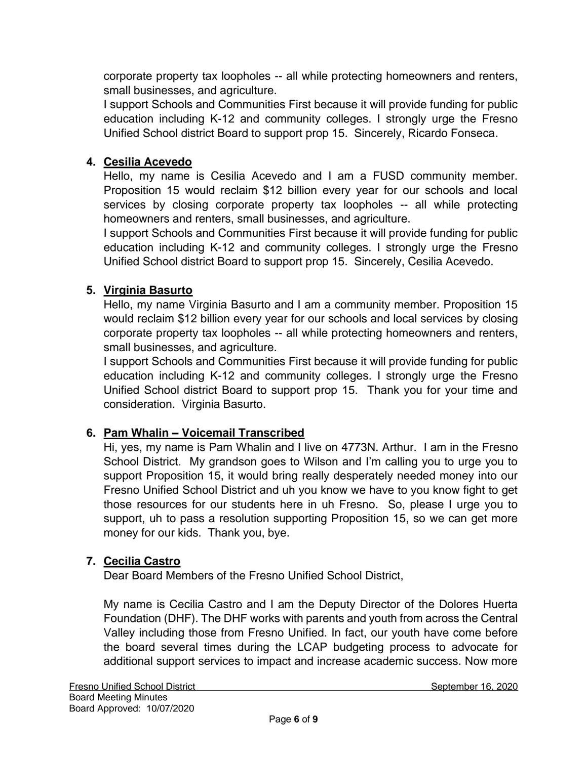corporate property tax loopholes -- all while protecting homeowners and renters, small businesses, and agriculture.

I support Schools and Communities First because it will provide funding for public education including K-12 and community colleges. I strongly urge the Fresno Unified School district Board to support prop 15. Sincerely, Ricardo Fonseca.

4. **Cesilia Acevedo**

   Hello, my name is Cesilia Acevedo and I am a FUSD community member. Proposition 15 would reclaim $12 billion every year for our schools and local services by closing corporate property tax loopholes -- all while protecting homeowners and renters, small businesses, and agriculture.

   I support Schools and Communities First because it will provide funding for public education including K-12 and community colleges. I strongly urge the Fresno Unified School district Board to support prop 15. Sincerely, Cesilia Acevedo.

5. **Virginia Basurto**

   Hello, my name Virginia Basurto and I am a community member. Proposition 15 would reclaim $12 billion every year for our schools and local services by closing corporate property tax loopholes -- all while protecting homeowners and renters, small businesses, and agriculture.

   I support Schools and Communities First because it will provide funding for public education including K-12 and community colleges. I strongly urge the Fresno Unified School district Board to support prop 15. Thank you for your time and consideration. Virginia Basurto.

6. **Pam Whalin – Voicemail Transcribed**

   Hi, yes, my name is Pam Whalin and I live on 4773N. Arthur. I am in the Fresno School District. My grandson goes to Wilson and I'm calling you to urge you to support Proposition 15, it would bring really desperately needed money into our Fresno Unified School District and uh you know we have to you know fight to get those resources for our students here in uh Fresno. So, please I urge you to support, uh to pass a resolution supporting Proposition 15, so we can get more money for our kids. Thank you, bye.

7. **Cecilia Castro**

   Dear Board Members of the Fresno Unified School District,

   My name is Cecilia Castro and I am the Deputy Director of the Dolores Huerta Foundation (DHF). The DHF works with parents and youth from across the Central Valley including those from Fresno Unified. In fact, our youth have come before the board several times during the LCAP budgeting process to advocate for additional support services to impact and increase academic success. Now more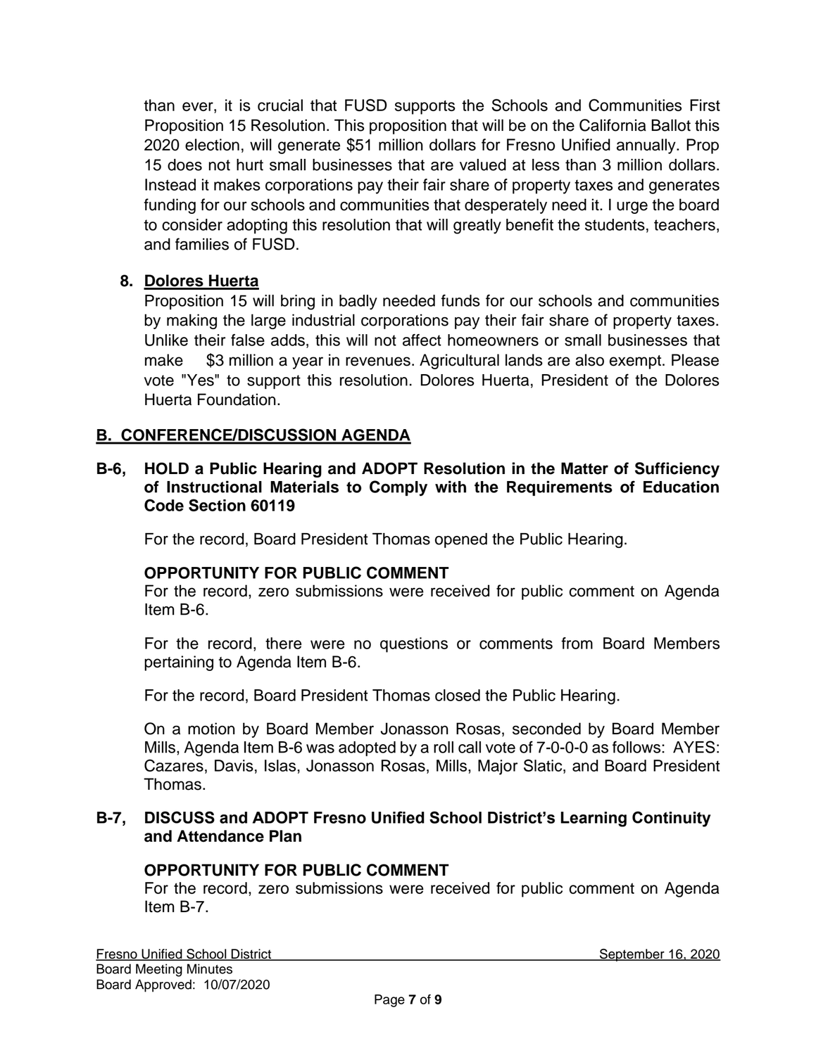than ever, it is crucial that FUSD supports the Schools and Communities First Proposition 15 Resolution. This proposition that will be on the California Ballot this 2020 election, will generate $51 million dollars for Fresno Unified annually. Prop 15 does not hurt small businesses that are valued at less than 3 million dollars. Instead it makes corporations pay their fair share of property taxes and generates funding for our schools and communities that desperately need it. I urge the board to consider adopting this resolution that will greatly benefit the students, teachers, and families of FUSD.

8. **Dolores Huerta**
   Proposition 15 will bring in badly needed funds for our schools and communities by making the large industrial corporations pay their fair share of property taxes. Unlike their false adds, this will not affect homeowners or small businesses that make $3 million a year in revenues. Agricultural lands are also exempt. Please vote "Yes" to support this resolution. Dolores Huerta, President of the Dolores Huerta Foundation.

## B. CONFERENCE/DISCUSSION AGENDA

### B-6, HOLD a Public Hearing and ADOPT Resolution in the Matter of Sufficiency of Instructional Materials to Comply with the Requirements of Education Code Section 60119

For the record, Board President Thomas opened the Public Hearing.

**OPPORTUNITY FOR PUBLIC COMMENT**
For the record, zero submissions were received for public comment on Agenda Item B-6.

For the record, there were no questions or comments from Board Members pertaining to Agenda Item B-6.

For the record, Board President Thomas closed the Public Hearing.

On a motion by Board Member Jonasson Rosas, seconded by Board Member Mills, Agenda Item B-6 was adopted by a roll call vote of 7-0-0-0 as follows: AYES: Cazares, Davis, Islas, Jonasson Rosas, Mills, Major Slatic, and Board President Thomas.

### B-7, DISCUSS and ADOPT Fresno Unified School District's Learning Continuity and Attendance Plan

**OPPORTUNITY FOR PUBLIC COMMENT**
For the record, zero submissions were received for public comment on Agenda Item B-7.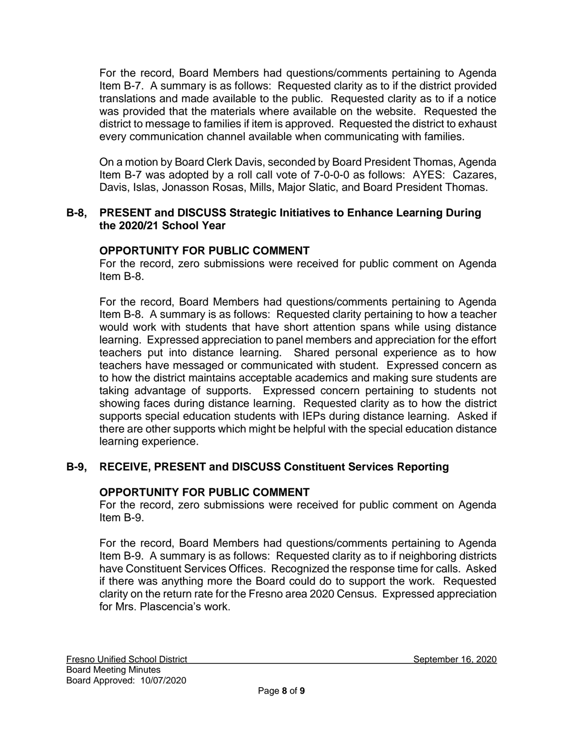For the record, Board Members had questions/comments pertaining to Agenda Item B-7. A summary is as follows: Requested clarity as to if the district provided translations and made available to the public. Requested clarity as to if a notice was provided that the materials where available on the website. Requested the district to message to families if item is approved. Requested the district to exhaust every communication channel available when communicating with families.

On a motion by Board Clerk Davis, seconded by Board President Thomas, Agenda Item B-7 was adopted by a roll call vote of 7-0-0-0 as follows: AYES: Cazares, Davis, Islas, Jonasson Rosas, Mills, Major Slatic, and Board President Thomas.

**B-8, PRESENT and DISCUSS Strategic Initiatives to Enhance Learning During the 2020/21 School Year**

**OPPORTUNITY FOR PUBLIC COMMENT**
For the record, zero submissions were received for public comment on Agenda Item B-8.

For the record, Board Members had questions/comments pertaining to Agenda Item B-8. A summary is as follows: Requested clarity pertaining to how a teacher would work with students that have short attention spans while using distance learning. Expressed appreciation to panel members and appreciation for the effort teachers put into distance learning. Shared personal experience as to how teachers have messaged or communicated with student. Expressed concern as to how the district maintains acceptable academics and making sure students are taking advantage of supports. Expressed concern pertaining to students not showing faces during distance learning. Requested clarity as to how the district supports special education students with IEPs during distance learning. Asked if there are other supports which might be helpful with the special education distance learning experience.

**B-9, RECEIVE, PRESENT and DISCUSS Constituent Services Reporting**

**OPPORTUNITY FOR PUBLIC COMMENT**
For the record, zero submissions were received for public comment on Agenda Item B-9.

For the record, Board Members had questions/comments pertaining to Agenda Item B-9. A summary is as follows: Requested clarity as to if neighboring districts have Constituent Services Offices. Recognized the response time for calls. Asked if there was anything more the Board could do to support the work. Requested clarity on the return rate for the Fresno area 2020 Census. Expressed appreciation for Mrs. Plascencia's work.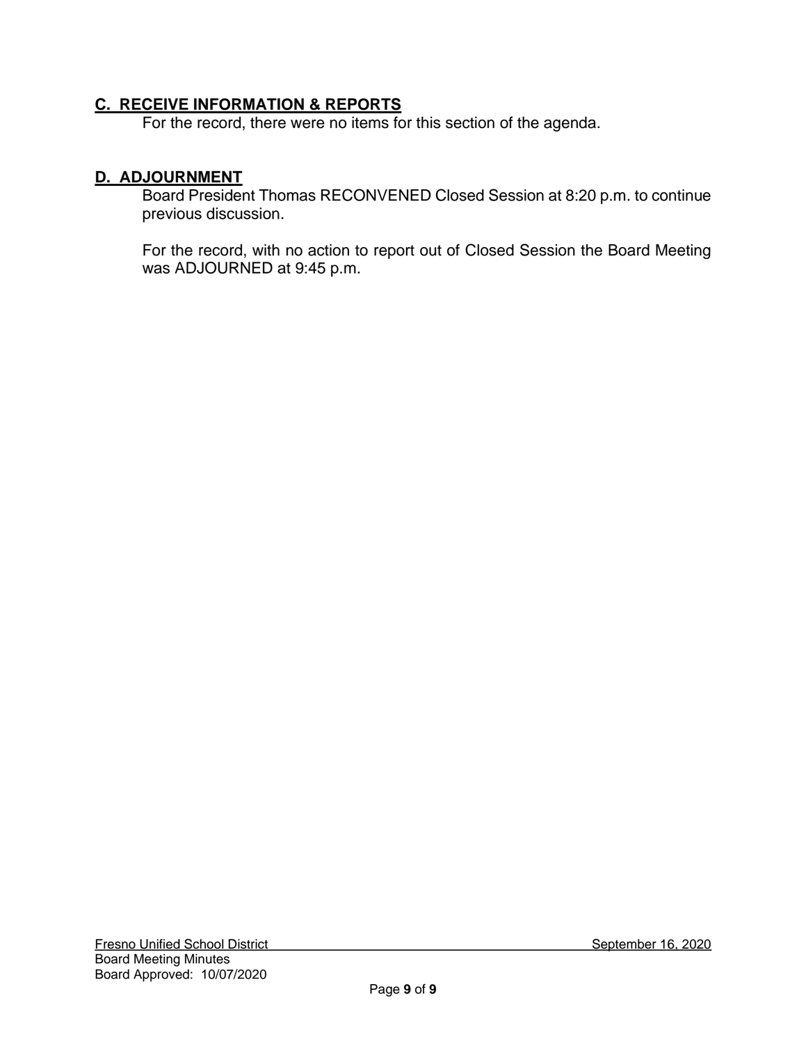## C. RECEIVE INFORMATION & REPORTS

For the record, there were no items for this section of the agenda.

## D. ADJOURNMENT

Board President Thomas RECONVENED Closed Session at 8:20 p.m. to continue previous discussion.

For the record, with no action to report out of Closed Session the Board Meeting was ADJOURNED at 9:45 p.m.